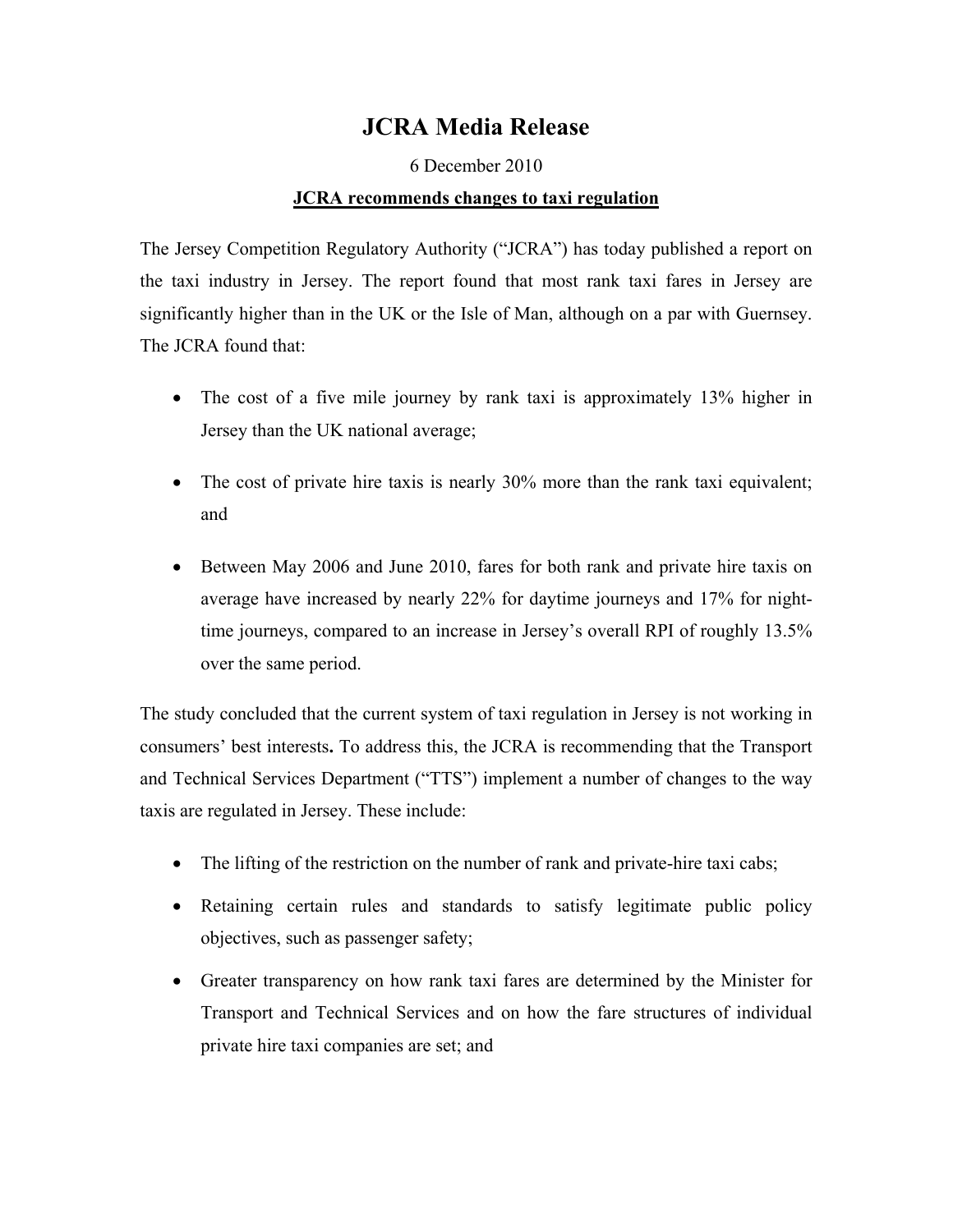# JCRA Media Release

6 December 2010

**JCRA recommends changes to taxi regulation**

The Jersey Competition Regulatory Authority ("JCRA") has today published a report on the taxi industry in Jersey. The report found that most rank taxi fares in Jersey are significantly higher than in the UK or the Isle of Man, although on a par with Guernsey. The JCRA found that:

- The cost of a five mile journey by rank taxi is approximately 13% higher in Jersey than the UK national average;
- The cost of private hire taxis is nearly 30% more than the rank taxi equivalent; and
- Between May 2006 and June 2010, fares for both rank and private hire taxis on average have increased by nearly 22% for daytime journeys and 17% for night-time journeys, compared to an increase in Jersey's overall RPI of roughly 13.5% over the same period.

The study concluded that the current system of taxi regulation in Jersey is not working in consumers' best interests**.** To address this, the JCRA is recommending that the Transport and Technical Services Department ("TTS") implement a number of changes to the way taxis are regulated in Jersey. These include:

- The lifting of the restriction on the number of rank and private-hire taxi cabs;
- Retaining certain rules and standards to satisfy legitimate public policy objectives, such as passenger safety;
- Greater transparency on how rank taxi fares are determined by the Minister for Transport and Technical Services and on how the fare structures of individual private hire taxi companies are set; and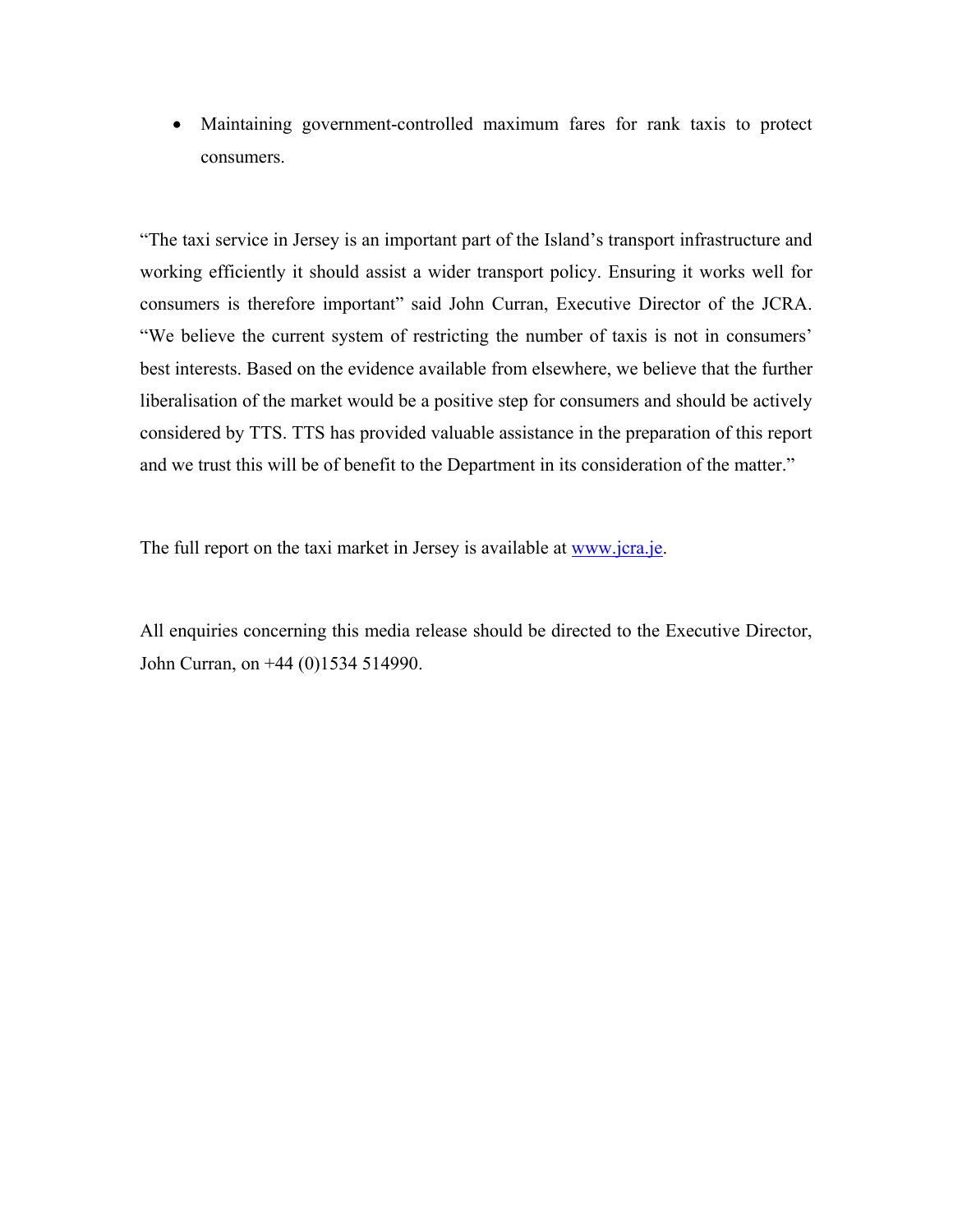- Maintaining government-controlled maximum fares for rank taxis to protect consumers.

"The taxi service in Jersey is an important part of the Island's transport infrastructure and working efficiently it should assist a wider transport policy. Ensuring it works well for consumers is therefore important" said John Curran, Executive Director of the JCRA. "We believe the current system of restricting the number of taxis is not in consumers' best interests. Based on the evidence available from elsewhere, we believe that the further liberalisation of the market would be a positive step for consumers and should be actively considered by TTS. TTS has provided valuable assistance in the preparation of this report and we trust this will be of benefit to the Department in its consideration of the matter."

The full report on the taxi market in Jersey is available at [www.jcra.je](http://www.jcra.je).

All enquiries concerning this media release should be directed to the Executive Director, John Curran, on +44 (0)1534 514990.